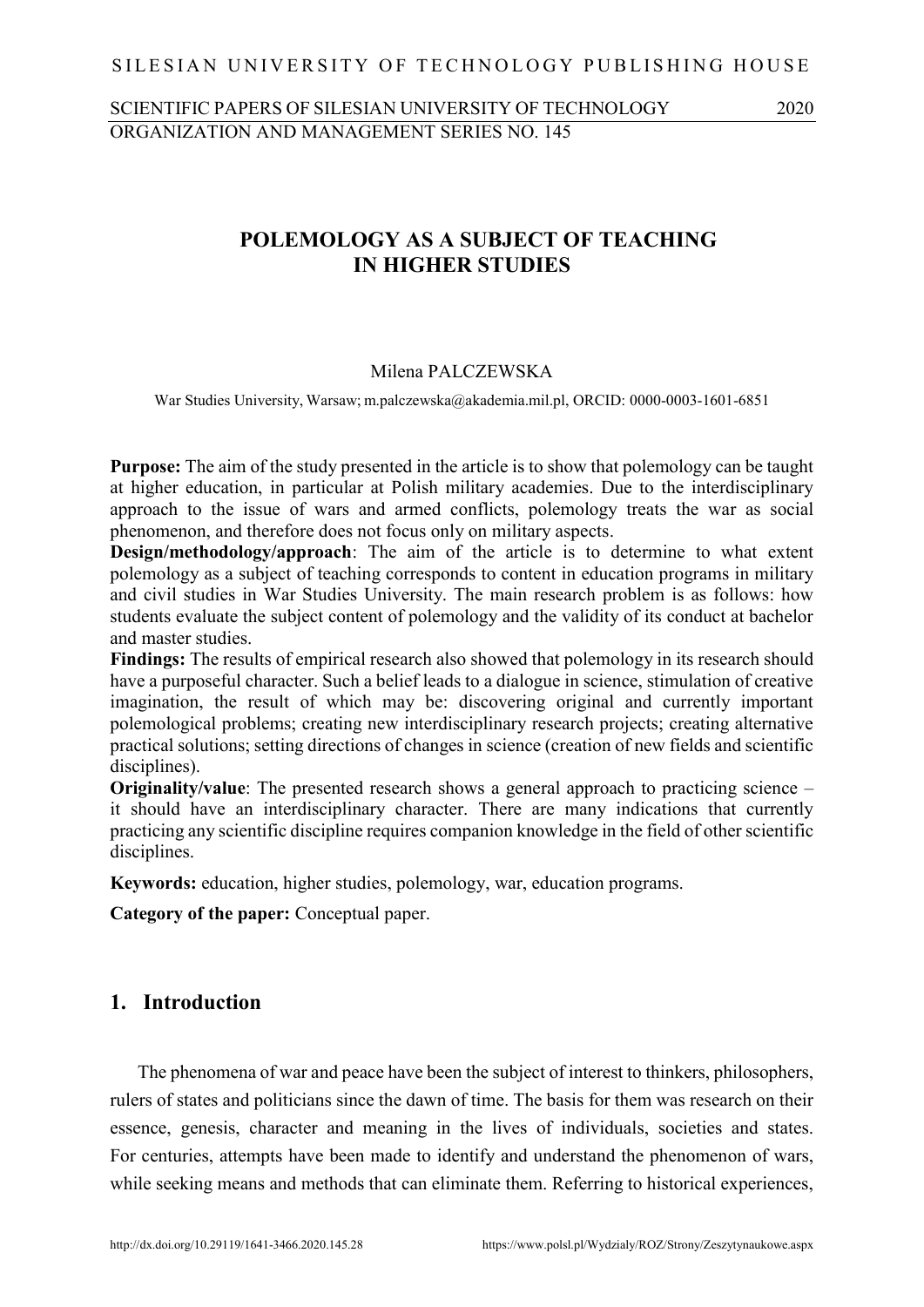# POLEMOLOGY AS A SUBJECT OF TEACHING IN HIGHER STUDIES

Milena PALCZEWSKA

War Studies University, Warsaw; m.palczewska@akademia.mil.pl, ORCID: 0000-0003-1601-6851

**Purpose:** The aim of the study presented in the article is to show that polemology can be taught at higher education, in particular at Polish military academies. Due to the interdisciplinary approach to the issue of wars and armed conflicts, polemology treats the war as social phenomenon, and therefore does not focus only on military aspects.

**Design/methodology/approach**: The aim of the article is to determine to what extent polemology as a subject of teaching corresponds to content in education programs in military and civil studies in War Studies University. The main research problem is as follows: how students evaluate the subject content of polemology and the validity of its conduct at bachelor and master studies.

**Findings:** The results of empirical research also showed that polemology in its research should have a purposeful character. Such a belief leads to a dialogue in science, stimulation of creative imagination, the result of which may be: discovering original and currently important polemological problems; creating new interdisciplinary research projects; creating alternative practical solutions; setting directions of changes in science (creation of new fields and scientific disciplines).

**Originality/value**: The presented research shows a general approach to practicing science – it should have an interdisciplinary character. There are many indications that currently practicing any scientific discipline requires companion knowledge in the field of other scientific disciplines.

**Keywords:** education, higher studies, polemology, war, education programs.

**Category of the paper:** Conceptual paper.

## 1. Introduction

The phenomena of war and peace have been the subject of interest to thinkers, philosophers, rulers of states and politicians since the dawn of time. The basis for them was research on their essence, genesis, character and meaning in the lives of individuals, societies and states. For centuries, attempts have been made to identify and understand the phenomenon of wars, while seeking means and methods that can eliminate them. Referring to historical experiences,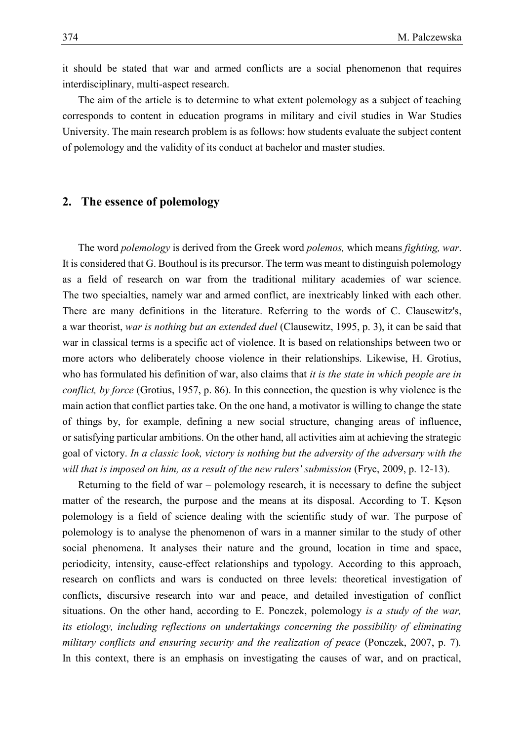it should be stated that war and armed conflicts are a social phenomenon that requires interdisciplinary, multi-aspect research.

The aim of the article is to determine to what extent polemology as a subject of teaching corresponds to content in education programs in military and civil studies in War Studies University. The main research problem is as follows: how students evaluate the subject content of polemology and the validity of its conduct at bachelor and master studies.

## 2. The essence of polemology

The word *polemology* is derived from the Greek word *polemos,* which means *fighting, war*. It is considered that G. Bouthoul is its precursor. The term was meant to distinguish polemology as a field of research on war from the traditional military academies of war science. The two specialties, namely war and armed conflict, are inextricably linked with each other. There are many definitions in the literature. Referring to the words of C. Clausewitz's, a war theorist, *war is nothing but an extended duel* (Clausewitz, 1995, p. 3), it can be said that war in classical terms is a specific act of violence. It is based on relationships between two or more actors who deliberately choose violence in their relationships. Likewise, H. Grotius, who has formulated his definition of war, also claims that *it is the state in which people are in conflict, by force* (Grotius, 1957, p. 86). In this connection, the question is why violence is the main action that conflict parties take. On the one hand, a motivator is willing to change the state of things by, for example, defining a new social structure, changing areas of influence, or satisfying particular ambitions. On the other hand, all activities aim at achieving the strategic goal of victory. *In a classic look, victory is nothing but the adversity of the adversary with the will that is imposed on him, as a result of the new rulers' submission* (Fryc, 2009, p. 12-13).

Returning to the field of war – polemology research, it is necessary to define the subject matter of the research, the purpose and the means at its disposal. According to T. Kęson polemology is a field of science dealing with the scientific study of war. The purpose of polemology is to analyse the phenomenon of wars in a manner similar to the study of other social phenomena. It analyses their nature and the ground, location in time and space, periodicity, intensity, cause-effect relationships and typology. According to this approach, research on conflicts and wars is conducted on three levels: theoretical investigation of conflicts, discursive research into war and peace, and detailed investigation of conflict situations. On the other hand, according to E. Ponczek, polemology *is a study of the war, its etiology, including reflections on undertakings concerning the possibility of eliminating military conflicts and ensuring security and the realization of peace* (Ponczek, 2007, p. 7). In this context, there is an emphasis on investigating the causes of war, and on practical,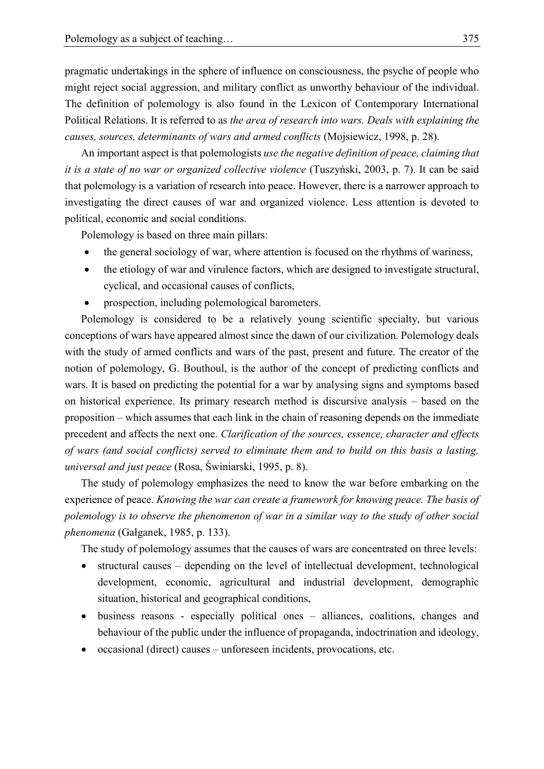pragmatic undertakings in the sphere of influence on consciousness, the psyche of people who might reject social aggression, and military conflict as unworthy behaviour of the individual. The definition of polemology is also found in the Lexicon of Contemporary International Political Relations. It is referred to as *the area of research into wars. Deals with explaining the causes, sources, determinants of wars and armed conflicts* (Mojsiewicz, 1998, p. 28).

An important aspect is that polemologists *use the negative definition of peace, claiming that it is a state of no war or organized collective violence* (Tuszyński, 2003, p. 7). It can be said that polemology is a variation of research into peace. However, there is a narrower approach to investigating the direct causes of war and organized violence. Less attention is devoted to political, economic and social conditions.

Polemology is based on three main pillars:

- the general sociology of war, where attention is focused on the rhythms of wariness,
- the etiology of war and virulence factors, which are designed to investigate structural, cyclical, and occasional causes of conflicts,
- prospection, including polemological barometers.

Polemology is considered to be a relatively young scientific specialty, but various conceptions of wars have appeared almost since the dawn of our civilization. Polemology deals with the study of armed conflicts and wars of the past, present and future. The creator of the notion of polemology, G. Bouthoul, is the author of the concept of predicting conflicts and wars. It is based on predicting the potential for a war by analysing signs and symptoms based on historical experience. Its primary research method is discursive analysis – based on the proposition – which assumes that each link in the chain of reasoning depends on the immediate precedent and affects the next one. *Clarification of the sources, essence, character and effects of wars (and social conflicts) served to eliminate them and to build on this basis a lasting, universal and just peace* (Rosa, Świniarski, 1995, p. 8).

The study of polemology emphasizes the need to know the war before embarking on the experience of peace. *Knowing the war can create a framework for knowing peace. The basis of polemology is to observe the phenomenon of war in a similar way to the study of other social phenomena* (Gałganek, 1985, p. 133).

The study of polemology assumes that the causes of wars are concentrated on three levels:

- structural causes – depending on the level of intellectual development, technological development, economic, agricultural and industrial development, demographic situation, historical and geographical conditions,
- business reasons - especially political ones – alliances, coalitions, changes and behaviour of the public under the influence of propaganda, indoctrination and ideology,
- occasional (direct) causes – unforeseen incidents, provocations, etc.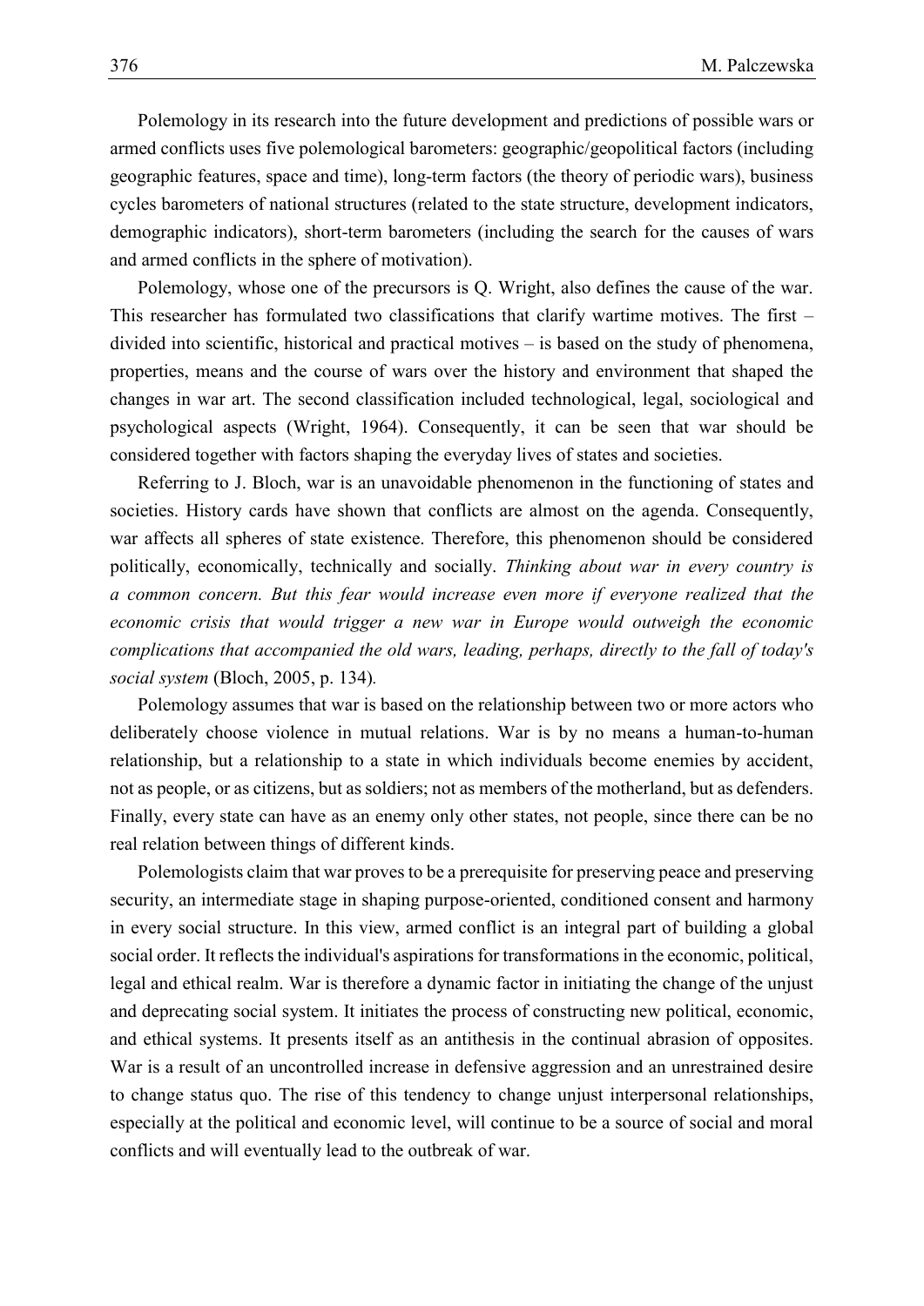Polemology in its research into the future development and predictions of possible wars or armed conflicts uses five polemological barometers: geographic/geopolitical factors (including geographic features, space and time), long-term factors (the theory of periodic wars), business cycles barometers of national structures (related to the state structure, development indicators, demographic indicators), short-term barometers (including the search for the causes of wars and armed conflicts in the sphere of motivation).

Polemology, whose one of the precursors is Q. Wright, also defines the cause of the war. This researcher has formulated two classifications that clarify wartime motives. The first – divided into scientific, historical and practical motives – is based on the study of phenomena, properties, means and the course of wars over the history and environment that shaped the changes in war art. The second classification included technological, legal, sociological and psychological aspects (Wright, 1964). Consequently, it can be seen that war should be considered together with factors shaping the everyday lives of states and societies.

Referring to J. Bloch, war is an unavoidable phenomenon in the functioning of states and societies. History cards have shown that conflicts are almost on the agenda. Consequently, war affects all spheres of state existence. Therefore, this phenomenon should be considered politically, economically, technically and socially. *Thinking about war in every country is a common concern. But this fear would increase even more if everyone realized that the economic crisis that would trigger a new war in Europe would outweigh the economic complications that accompanied the old wars, leading, perhaps, directly to the fall of today's social system* (Bloch, 2005, p. 134).

Polemology assumes that war is based on the relationship between two or more actors who deliberately choose violence in mutual relations. War is by no means a human-to-human relationship, but a relationship to a state in which individuals become enemies by accident, not as people, or as citizens, but as soldiers; not as members of the motherland, but as defenders. Finally, every state can have as an enemy only other states, not people, since there can be no real relation between things of different kinds.

Polemologists claim that war proves to be a prerequisite for preserving peace and preserving security, an intermediate stage in shaping purpose-oriented, conditioned consent and harmony in every social structure. In this view, armed conflict is an integral part of building a global social order. It reflects the individual's aspirations for transformations in the economic, political, legal and ethical realm. War is therefore a dynamic factor in initiating the change of the unjust and deprecating social system. It initiates the process of constructing new political, economic, and ethical systems. It presents itself as an antithesis in the continual abrasion of opposites. War is a result of an uncontrolled increase in defensive aggression and an unrestrained desire to change status quo. The rise of this tendency to change unjust interpersonal relationships, especially at the political and economic level, will continue to be a source of social and moral conflicts and will eventually lead to the outbreak of war.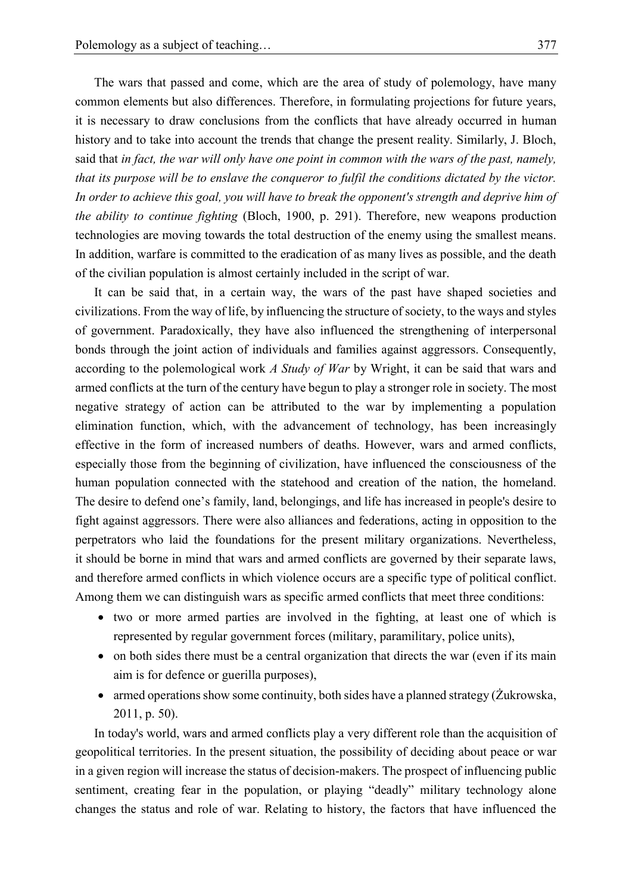The wars that passed and come, which are the area of study of polemology, have many common elements but also differences. Therefore, in formulating projections for future years, it is necessary to draw conclusions from the conflicts that have already occurred in human history and to take into account the trends that change the present reality. Similarly, J. Bloch, said that *in fact, the war will only have one point in common with the wars of the past, namely, that its purpose will be to enslave the conqueror to fulfil the conditions dictated by the victor. In order to achieve this goal, you will have to break the opponent's strength and deprive him of the ability to continue fighting* (Bloch, 1900, p. 291). Therefore, new weapons production technologies are moving towards the total destruction of the enemy using the smallest means. In addition, warfare is committed to the eradication of as many lives as possible, and the death of the civilian population is almost certainly included in the script of war.

It can be said that, in a certain way, the wars of the past have shaped societies and civilizations. From the way of life, by influencing the structure of society, to the ways and styles of government. Paradoxically, they have also influenced the strengthening of interpersonal bonds through the joint action of individuals and families against aggressors. Consequently, according to the polemological work *A Study of War* by Wright, it can be said that wars and armed conflicts at the turn of the century have begun to play a stronger role in society. The most negative strategy of action can be attributed to the war by implementing a population elimination function, which, with the advancement of technology, has been increasingly effective in the form of increased numbers of deaths. However, wars and armed conflicts, especially those from the beginning of civilization, have influenced the consciousness of the human population connected with the statehood and creation of the nation, the homeland. The desire to defend one's family, land, belongings, and life has increased in people's desire to fight against aggressors. There were also alliances and federations, acting in opposition to the perpetrators who laid the foundations for the present military organizations. Nevertheless, it should be borne in mind that wars and armed conflicts are governed by their separate laws, and therefore armed conflicts in which violence occurs are a specific type of political conflict. Among them we can distinguish wars as specific armed conflicts that meet three conditions:

- two or more armed parties are involved in the fighting, at least one of which is represented by regular government forces (military, paramilitary, police units),
- on both sides there must be a central organization that directs the war (even if its main aim is for defence or guerilla purposes),
- armed operations show some continuity, both sides have a planned strategy (Żukrowska, 2011, p. 50).

In today's world, wars and armed conflicts play a very different role than the acquisition of geopolitical territories. In the present situation, the possibility of deciding about peace or war in a given region will increase the status of decision-makers. The prospect of influencing public sentiment, creating fear in the population, or playing "deadly" military technology alone changes the status and role of war. Relating to history, the factors that have influenced the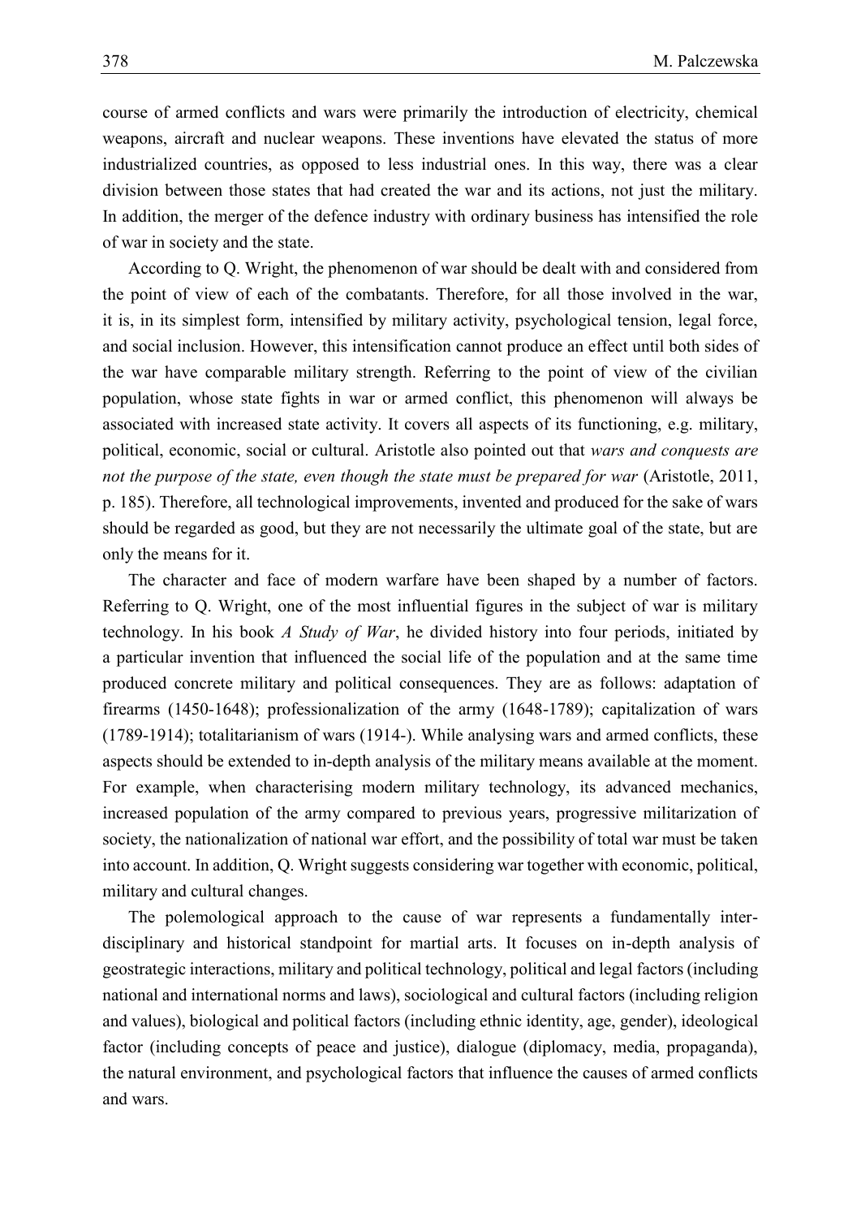course of armed conflicts and wars were primarily the introduction of electricity, chemical weapons, aircraft and nuclear weapons. These inventions have elevated the status of more industrialized countries, as opposed to less industrial ones. In this way, there was a clear division between those states that had created the war and its actions, not just the military. In addition, the merger of the defence industry with ordinary business has intensified the role of war in society and the state.

According to Q. Wright, the phenomenon of war should be dealt with and considered from the point of view of each of the combatants. Therefore, for all those involved in the war, it is, in its simplest form, intensified by military activity, psychological tension, legal force, and social inclusion. However, this intensification cannot produce an effect until both sides of the war have comparable military strength. Referring to the point of view of the civilian population, whose state fights in war or armed conflict, this phenomenon will always be associated with increased state activity. It covers all aspects of its functioning, e.g. military, political, economic, social or cultural. Aristotle also pointed out that *wars and conquests are not the purpose of the state, even though the state must be prepared for war* (Aristotle, 2011, p. 185). Therefore, all technological improvements, invented and produced for the sake of wars should be regarded as good, but they are not necessarily the ultimate goal of the state, but are only the means for it.

The character and face of modern warfare have been shaped by a number of factors. Referring to Q. Wright, one of the most influential figures in the subject of war is military technology. In his book *A Study of War*, he divided history into four periods, initiated by a particular invention that influenced the social life of the population and at the same time produced concrete military and political consequences. They are as follows: adaptation of firearms (1450-1648); professionalization of the army (1648-1789); capitalization of wars (1789-1914); totalitarianism of wars (1914-). While analysing wars and armed conflicts, these aspects should be extended to in-depth analysis of the military means available at the moment. For example, when characterising modern military technology, its advanced mechanics, increased population of the army compared to previous years, progressive militarization of society, the nationalization of national war effort, and the possibility of total war must be taken into account. In addition, Q. Wright suggests considering war together with economic, political, military and cultural changes.

The polemological approach to the cause of war represents a fundamentally interdisciplinary and historical standpoint for martial arts. It focuses on in-depth analysis of geostrategic interactions, military and political technology, political and legal factors (including national and international norms and laws), sociological and cultural factors (including religion and values), biological and political factors (including ethnic identity, age, gender), ideological factor (including concepts of peace and justice), dialogue (diplomacy, media, propaganda), the natural environment, and psychological factors that influence the causes of armed conflicts and wars.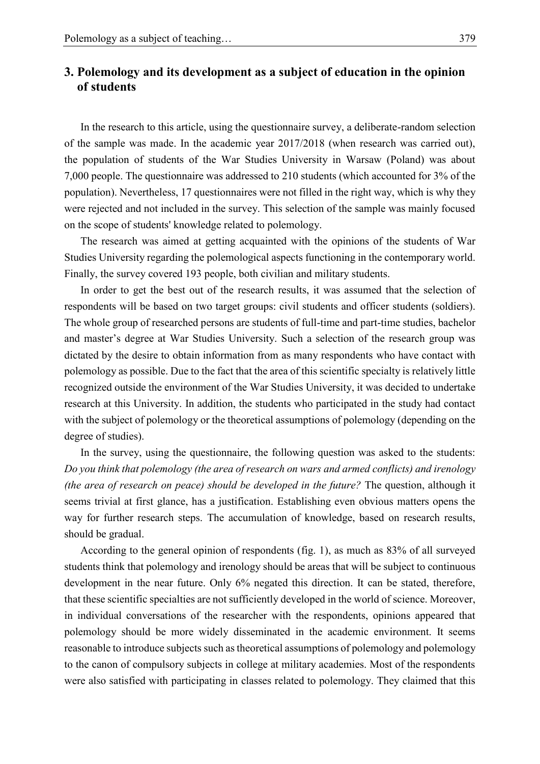## 3. Polemology and its development as a subject of education in the opinion of students

In the research to this article, using the questionnaire survey, a deliberate-random selection of the sample was made. In the academic year 2017/2018 (when research was carried out), the population of students of the War Studies University in Warsaw (Poland) was about 7,000 people. The questionnaire was addressed to 210 students (which accounted for 3% of the population). Nevertheless, 17 questionnaires were not filled in the right way, which is why they were rejected and not included in the survey. This selection of the sample was mainly focused on the scope of students' knowledge related to polemology.

The research was aimed at getting acquainted with the opinions of the students of War Studies University regarding the polemological aspects functioning in the contemporary world. Finally, the survey covered 193 people, both civilian and military students.

In order to get the best out of the research results, it was assumed that the selection of respondents will be based on two target groups: civil students and officer students (soldiers). The whole group of researched persons are students of full-time and part-time studies, bachelor and master's degree at War Studies University. Such a selection of the research group was dictated by the desire to obtain information from as many respondents who have contact with polemology as possible. Due to the fact that the area of this scientific specialty is relatively little recognized outside the environment of the War Studies University, it was decided to undertake research at this University. In addition, the students who participated in the study had contact with the subject of polemology or the theoretical assumptions of polemology (depending on the degree of studies).

In the survey, using the questionnaire, the following question was asked to the students: *Do you think that polemology (the area of research on wars and armed conflicts) and irenology (the area of research on peace) should be developed in the future?* The question, although it seems trivial at first glance, has a justification. Establishing even obvious matters opens the way for further research steps. The accumulation of knowledge, based on research results, should be gradual.

According to the general opinion of respondents (fig. 1), as much as 83% of all surveyed students think that polemology and irenology should be areas that will be subject to continuous development in the near future. Only 6% negated this direction. It can be stated, therefore, that these scientific specialties are not sufficiently developed in the world of science. Moreover, in individual conversations of the researcher with the respondents, opinions appeared that polemology should be more widely disseminated in the academic environment. It seems reasonable to introduce subjects such as theoretical assumptions of polemology and polemology to the canon of compulsory subjects in college at military academies. Most of the respondents were also satisfied with participating in classes related to polemology. They claimed that this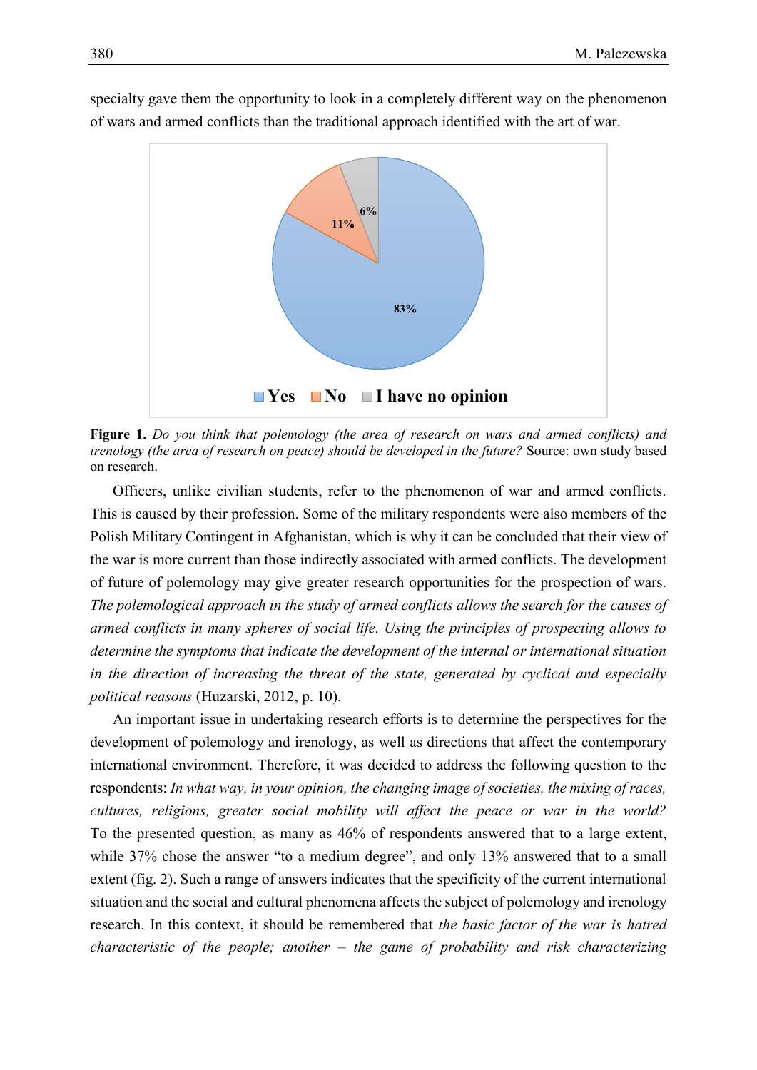specialty gave them the opportunity to look in a completely different way on the phenomenon of wars and armed conflicts than the traditional approach identified with the art of war.

**Figure 1.** *Do you think that polemology (the area of research on wars and armed conflicts) and irenology (the area of research on peace) should be developed in the future?* Source: own study based on research.

Officers, unlike civilian students, refer to the phenomenon of war and armed conflicts. This is caused by their profession. Some of the military respondents were also members of the Polish Military Contingent in Afghanistan, which is why it can be concluded that their view of the war is more current than those indirectly associated with armed conflicts. The development of future of polemology may give greater research opportunities for the prospection of wars. *The polemological approach in the study of armed conflicts allows the search for the causes of armed conflicts in many spheres of social life. Using the principles of prospecting allows to determine the symptoms that indicate the development of the internal or international situation in the direction of increasing the threat of the state, generated by cyclical and especially political reasons* (Huzarski, 2012, p. 10).

An important issue in undertaking research efforts is to determine the perspectives for the development of polemology and irenology, as well as directions that affect the contemporary international environment. Therefore, it was decided to address the following question to the respondents: *In what way, in your opinion, the changing image of societies, the mixing of races, cultures, religions, greater social mobility will affect the peace or war in the world?* To the presented question, as many as 46% of respondents answered that to a large extent, while 37% chose the answer "to a medium degree", and only 13% answered that to a small extent (fig. 2). Such a range of answers indicates that the specificity of the current international situation and the social and cultural phenomena affects the subject of polemology and irenology research. In this context, it should be remembered that *the basic factor of the war is hatred characteristic of the people; another – the game of probability and risk characterizing*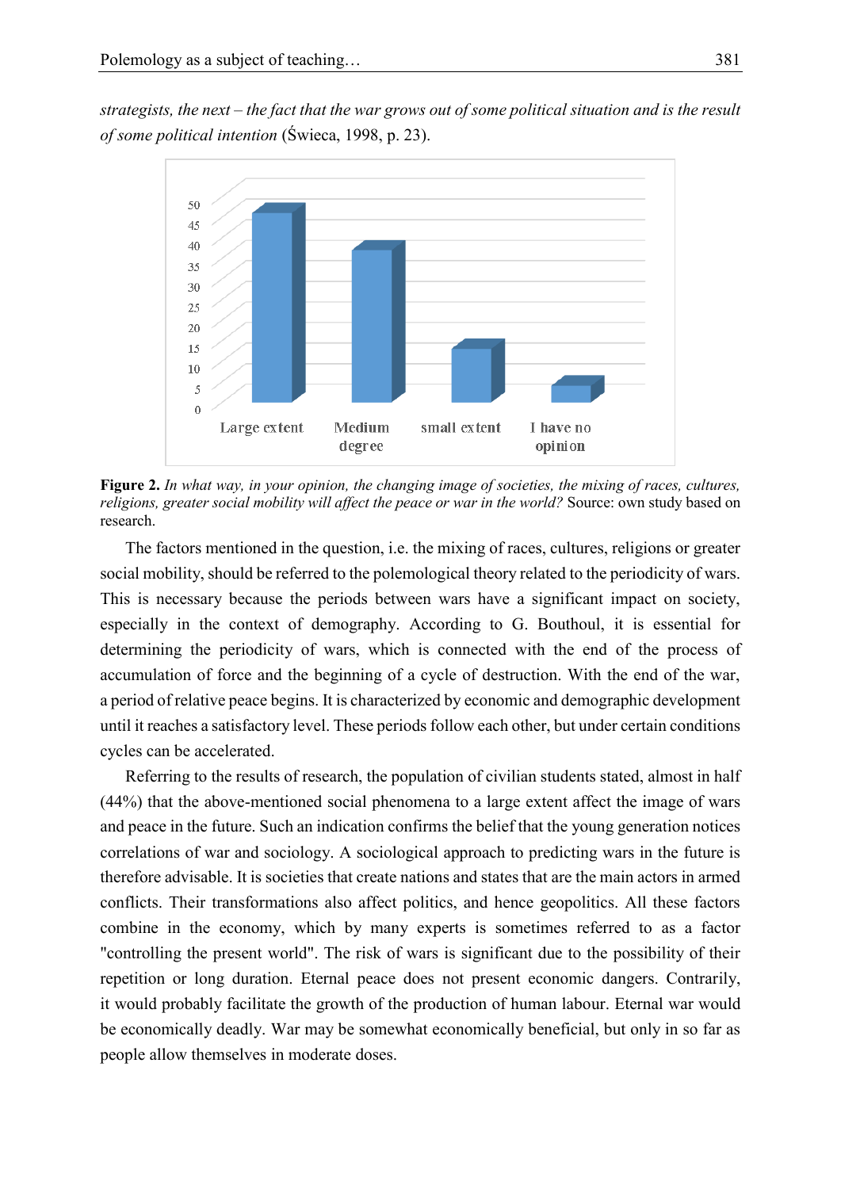*strategists, the next – the fact that the war grows out of some political situation and is the result of some political intention* (Świeca, 1998, p. 23).

**Figure 2.** *In what way, in your opinion, the changing image of societies, the mixing of races, cultures, religions, greater social mobility will affect the peace or war in the world?* Source: own study based on research.

The factors mentioned in the question, i.e. the mixing of races, cultures, religions or greater social mobility, should be referred to the polemological theory related to the periodicity of wars. This is necessary because the periods between wars have a significant impact on society, especially in the context of demography. According to G. Bouthoul, it is essential for determining the periodicity of wars, which is connected with the end of the process of accumulation of force and the beginning of a cycle of destruction. With the end of the war, a period of relative peace begins. It is characterized by economic and demographic development until it reaches a satisfactory level. These periods follow each other, but under certain conditions cycles can be accelerated.

Referring to the results of research, the population of civilian students stated, almost in half (44%) that the above-mentioned social phenomena to a large extent affect the image of wars and peace in the future. Such an indication confirms the belief that the young generation notices correlations of war and sociology. A sociological approach to predicting wars in the future is therefore advisable. It is societies that create nations and states that are the main actors in armed conflicts. Their transformations also affect politics, and hence geopolitics. All these factors combine in the economy, which by many experts is sometimes referred to as a factor "controlling the present world". The risk of wars is significant due to the possibility of their repetition or long duration. Eternal peace does not present economic dangers. Contrarily, it would probably facilitate the growth of the production of human labour. Eternal war would be economically deadly. War may be somewhat economically beneficial, but only in so far as people allow themselves in moderate doses.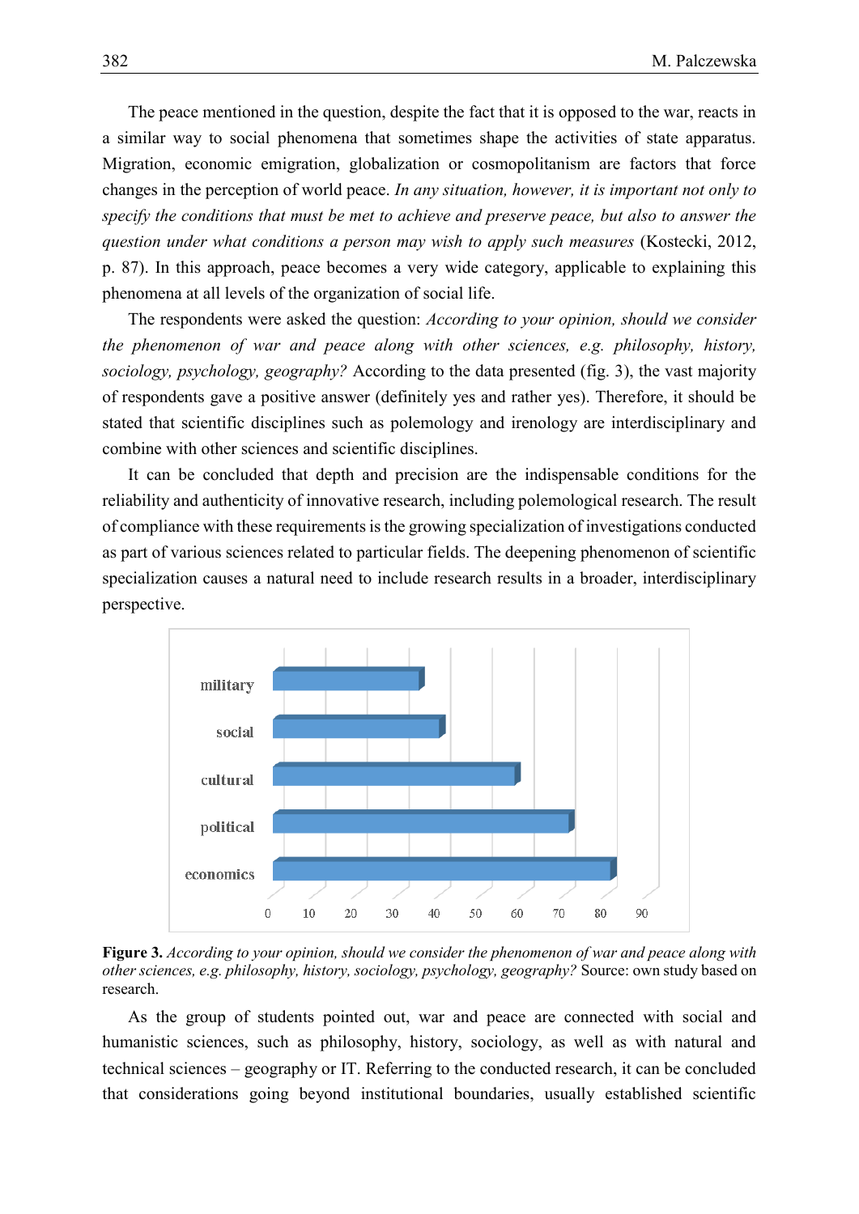The peace mentioned in the question, despite the fact that it is opposed to the war, reacts in a similar way to social phenomena that sometimes shape the activities of state apparatus. Migration, economic emigration, globalization or cosmopolitanism are factors that force changes in the perception of world peace. *In any situation, however, it is important not only to specify the conditions that must be met to achieve and preserve peace, but also to answer the question under what conditions a person may wish to apply such measures* (Kostecki, 2012, p. 87). In this approach, peace becomes a very wide category, applicable to explaining this phenomena at all levels of the organization of social life.

The respondents were asked the question: *According to your opinion, should we consider the phenomenon of war and peace along with other sciences, e.g. philosophy, history, sociology, psychology, geography?* According to the data presented (fig. 3), the vast majority of respondents gave a positive answer (definitely yes and rather yes). Therefore, it should be stated that scientific disciplines such as polemology and irenology are interdisciplinary and combine with other sciences and scientific disciplines.

It can be concluded that depth and precision are the indispensable conditions for the reliability and authenticity of innovative research, including polemological research. The result of compliance with these requirements is the growing specialization of investigations conducted as part of various sciences related to particular fields. The deepening phenomenon of scientific specialization causes a natural need to include research results in a broader, interdisciplinary perspective.

**Figure 3.** *According to your opinion, should we consider the phenomenon of war and peace along with other sciences, e.g. philosophy, history, sociology, psychology, geography?* Source: own study based on research.

As the group of students pointed out, war and peace are connected with social and humanistic sciences, such as philosophy, history, sociology, as well as with natural and technical sciences – geography or IT. Referring to the conducted research, it can be concluded that considerations going beyond institutional boundaries, usually established scientific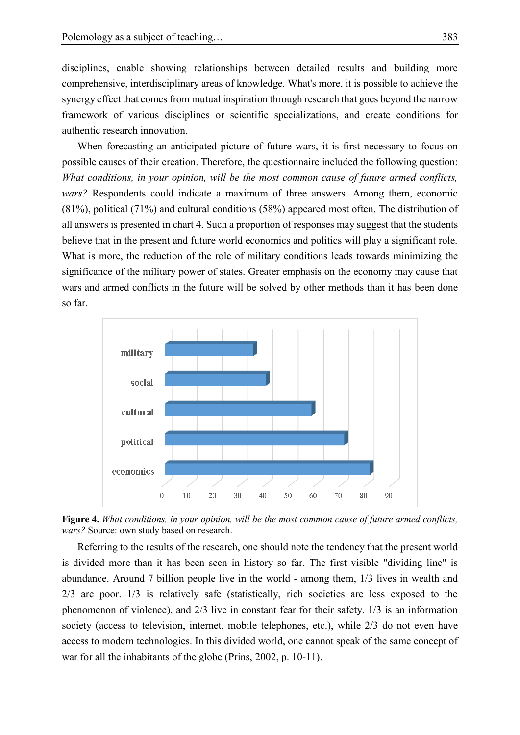disciplines, enable showing relationships between detailed results and building more comprehensive, interdisciplinary areas of knowledge. What's more, it is possible to achieve the synergy effect that comes from mutual inspiration through research that goes beyond the narrow framework of various disciplines or scientific specializations, and create conditions for authentic research innovation.

When forecasting an anticipated picture of future wars, it is first necessary to focus on possible causes of their creation. Therefore, the questionnaire included the following question: *What conditions, in your opinion, will be the most common cause of future armed conflicts, wars?* Respondents could indicate a maximum of three answers. Among them, economic (81%), political (71%) and cultural conditions (58%) appeared most often. The distribution of all answers is presented in chart 4. Such a proportion of responses may suggest that the students believe that in the present and future world economics and politics will play a significant role. What is more, the reduction of the role of military conditions leads towards minimizing the significance of the military power of states. Greater emphasis on the economy may cause that wars and armed conflicts in the future will be solved by other methods than it has been done so far.

**Figure 4.** *What conditions, in your opinion, will be the most common cause of future armed conflicts, wars?* Source: own study based on research.

Referring to the results of the research, one should note the tendency that the present world is divided more than it has been seen in history so far. The first visible "dividing line" is abundance. Around 7 billion people live in the world - among them, 1/3 lives in wealth and 2/3 are poor. 1/3 is relatively safe (statistically, rich societies are less exposed to the phenomenon of violence), and 2/3 live in constant fear for their safety. 1/3 is an information society (access to television, internet, mobile telephones, etc.), while 2/3 do not even have access to modern technologies. In this divided world, one cannot speak of the same concept of war for all the inhabitants of the globe (Prins, 2002, p. 10-11).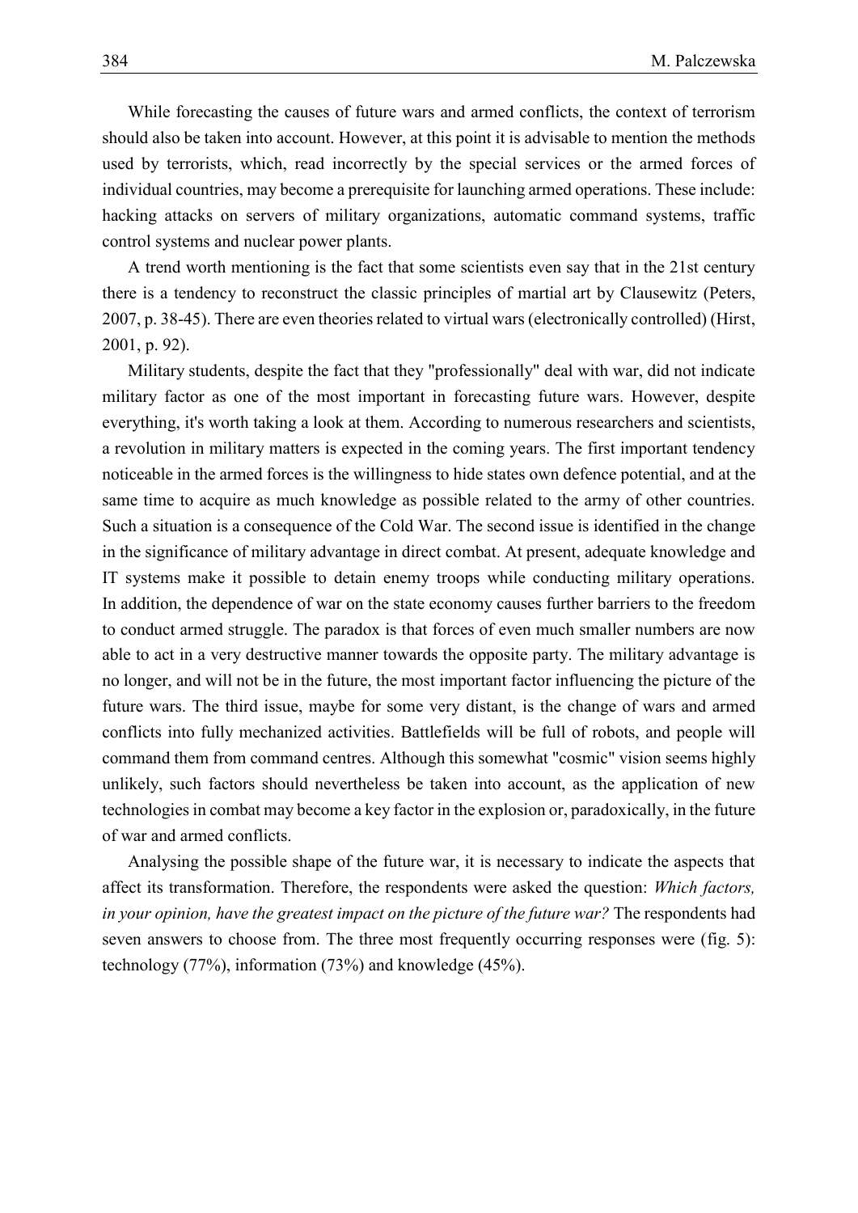While forecasting the causes of future wars and armed conflicts, the context of terrorism should also be taken into account. However, at this point it is advisable to mention the methods used by terrorists, which, read incorrectly by the special services or the armed forces of individual countries, may become a prerequisite for launching armed operations. These include: hacking attacks on servers of military organizations, automatic command systems, traffic control systems and nuclear power plants.

A trend worth mentioning is the fact that some scientists even say that in the 21st century there is a tendency to reconstruct the classic principles of martial art by Clausewitz (Peters, 2007, p. 38-45). There are even theories related to virtual wars (electronically controlled) (Hirst, 2001, p. 92).

Military students, despite the fact that they "professionally" deal with war, did not indicate military factor as one of the most important in forecasting future wars. However, despite everything, it's worth taking a look at them. According to numerous researchers and scientists, a revolution in military matters is expected in the coming years. The first important tendency noticeable in the armed forces is the willingness to hide states own defence potential, and at the same time to acquire as much knowledge as possible related to the army of other countries. Such a situation is a consequence of the Cold War. The second issue is identified in the change in the significance of military advantage in direct combat. At present, adequate knowledge and IT systems make it possible to detain enemy troops while conducting military operations. In addition, the dependence of war on the state economy causes further barriers to the freedom to conduct armed struggle. The paradox is that forces of even much smaller numbers are now able to act in a very destructive manner towards the opposite party. The military advantage is no longer, and will not be in the future, the most important factor influencing the picture of the future wars. The third issue, maybe for some very distant, is the change of wars and armed conflicts into fully mechanized activities. Battlefields will be full of robots, and people will command them from command centres. Although this somewhat "cosmic" vision seems highly unlikely, such factors should nevertheless be taken into account, as the application of new technologies in combat may become a key factor in the explosion or, paradoxically, in the future of war and armed conflicts.

Analysing the possible shape of the future war, it is necessary to indicate the aspects that affect its transformation. Therefore, the respondents were asked the question: *Which factors, in your opinion, have the greatest impact on the picture of the future war?* The respondents had seven answers to choose from. The three most frequently occurring responses were (fig. 5): technology (77%), information (73%) and knowledge (45%).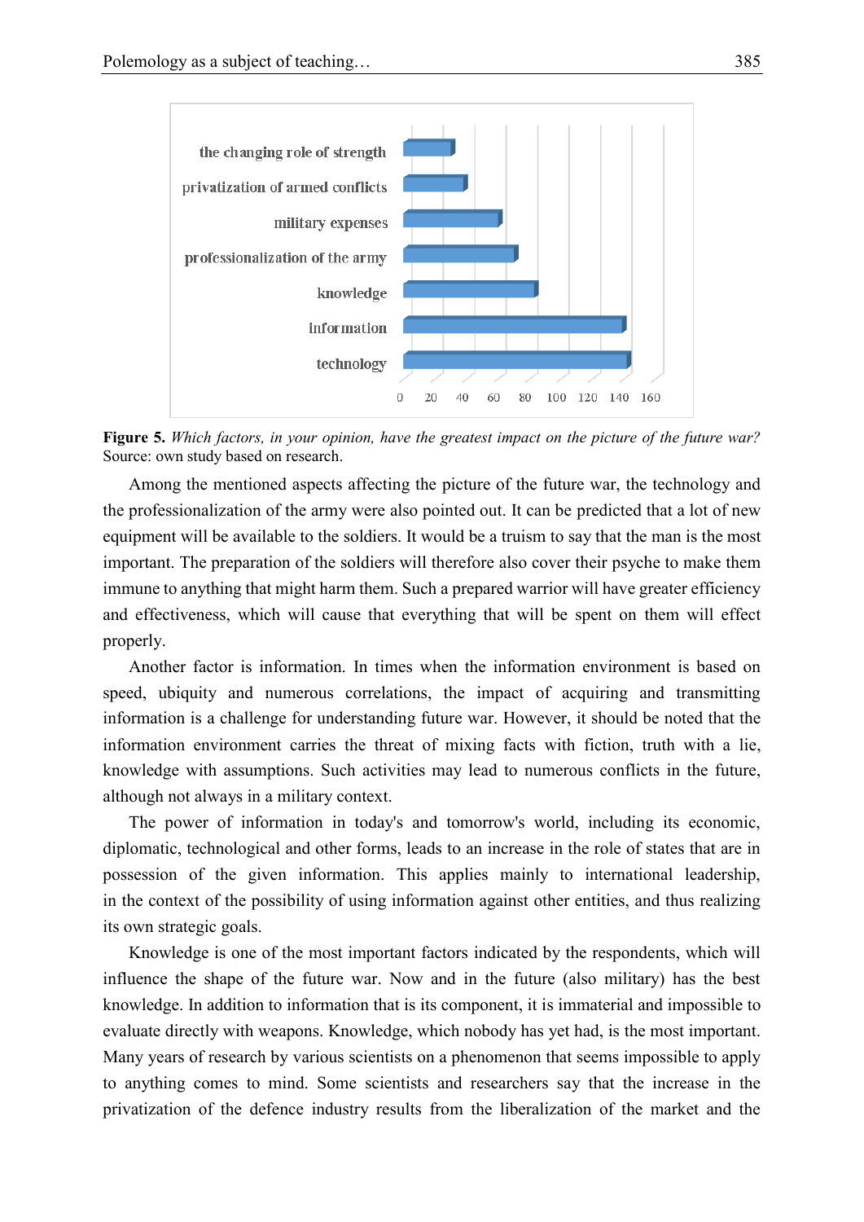**Figure 5.** *Which factors, in your opinion, have the greatest impact on the picture of the future war?* Source: own study based on research.

Among the mentioned aspects affecting the picture of the future war, the technology and the professionalization of the army were also pointed out. It can be predicted that a lot of new equipment will be available to the soldiers. It would be a truism to say that the man is the most important. The preparation of the soldiers will therefore also cover their psyche to make them immune to anything that might harm them. Such a prepared warrior will have greater efficiency and effectiveness, which will cause that everything that will be spent on them will effect properly.

Another factor is information. In times when the information environment is based on speed, ubiquity and numerous correlations, the impact of acquiring and transmitting information is a challenge for understanding future war. However, it should be noted that the information environment carries the threat of mixing facts with fiction, truth with a lie, knowledge with assumptions. Such activities may lead to numerous conflicts in the future, although not always in a military context.

The power of information in today's and tomorrow's world, including its economic, diplomatic, technological and other forms, leads to an increase in the role of states that are in possession of the given information. This applies mainly to international leadership, in the context of the possibility of using information against other entities, and thus realizing its own strategic goals.

Knowledge is one of the most important factors indicated by the respondents, which will influence the shape of the future war. Now and in the future (also military) has the best knowledge. In addition to information that is its component, it is immaterial and impossible to evaluate directly with weapons. Knowledge, which nobody has yet had, is the most important. Many years of research by various scientists on a phenomenon that seems impossible to apply to anything comes to mind. Some scientists and researchers say that the increase in the privatization of the defence industry results from the liberalization of the market and the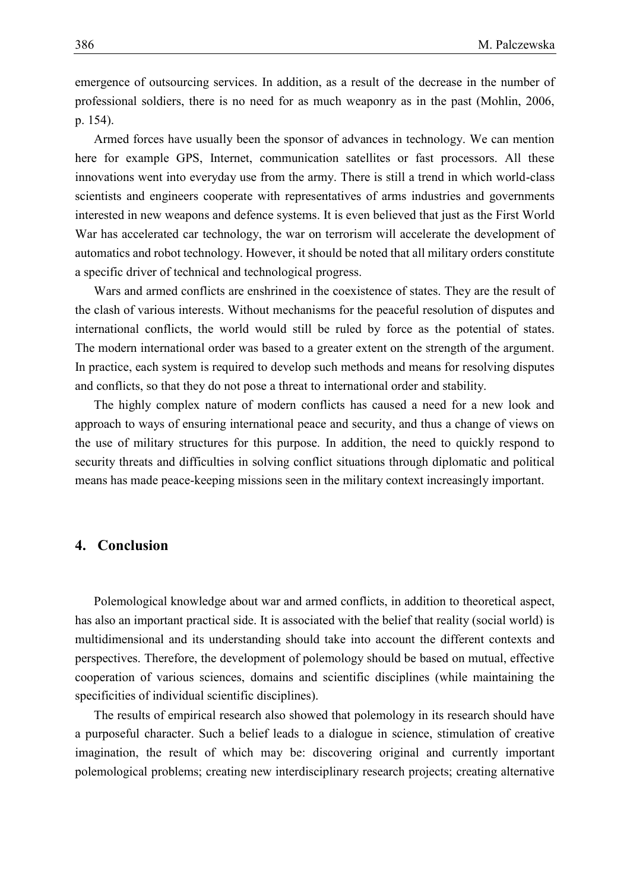emergence of outsourcing services. In addition, as a result of the decrease in the number of professional soldiers, there is no need for as much weaponry as in the past (Mohlin, 2006, p. 154).

Armed forces have usually been the sponsor of advances in technology. We can mention here for example GPS, Internet, communication satellites or fast processors. All these innovations went into everyday use from the army. There is still a trend in which world-class scientists and engineers cooperate with representatives of arms industries and governments interested in new weapons and defence systems. It is even believed that just as the First World War has accelerated car technology, the war on terrorism will accelerate the development of automatics and robot technology. However, it should be noted that all military orders constitute a specific driver of technical and technological progress.

Wars and armed conflicts are enshrined in the coexistence of states. They are the result of the clash of various interests. Without mechanisms for the peaceful resolution of disputes and international conflicts, the world would still be ruled by force as the potential of states. The modern international order was based to a greater extent on the strength of the argument. In practice, each system is required to develop such methods and means for resolving disputes and conflicts, so that they do not pose a threat to international order and stability.

The highly complex nature of modern conflicts has caused a need for a new look and approach to ways of ensuring international peace and security, and thus a change of views on the use of military structures for this purpose. In addition, the need to quickly respond to security threats and difficulties in solving conflict situations through diplomatic and political means has made peace-keeping missions seen in the military context increasingly important.

## 4. Conclusion

Polemological knowledge about war and armed conflicts, in addition to theoretical aspect, has also an important practical side. It is associated with the belief that reality (social world) is multidimensional and its understanding should take into account the different contexts and perspectives. Therefore, the development of polemology should be based on mutual, effective cooperation of various sciences, domains and scientific disciplines (while maintaining the specificities of individual scientific disciplines).

The results of empirical research also showed that polemology in its research should have a purposeful character. Such a belief leads to a dialogue in science, stimulation of creative imagination, the result of which may be: discovering original and currently important polemological problems; creating new interdisciplinary research projects; creating alternative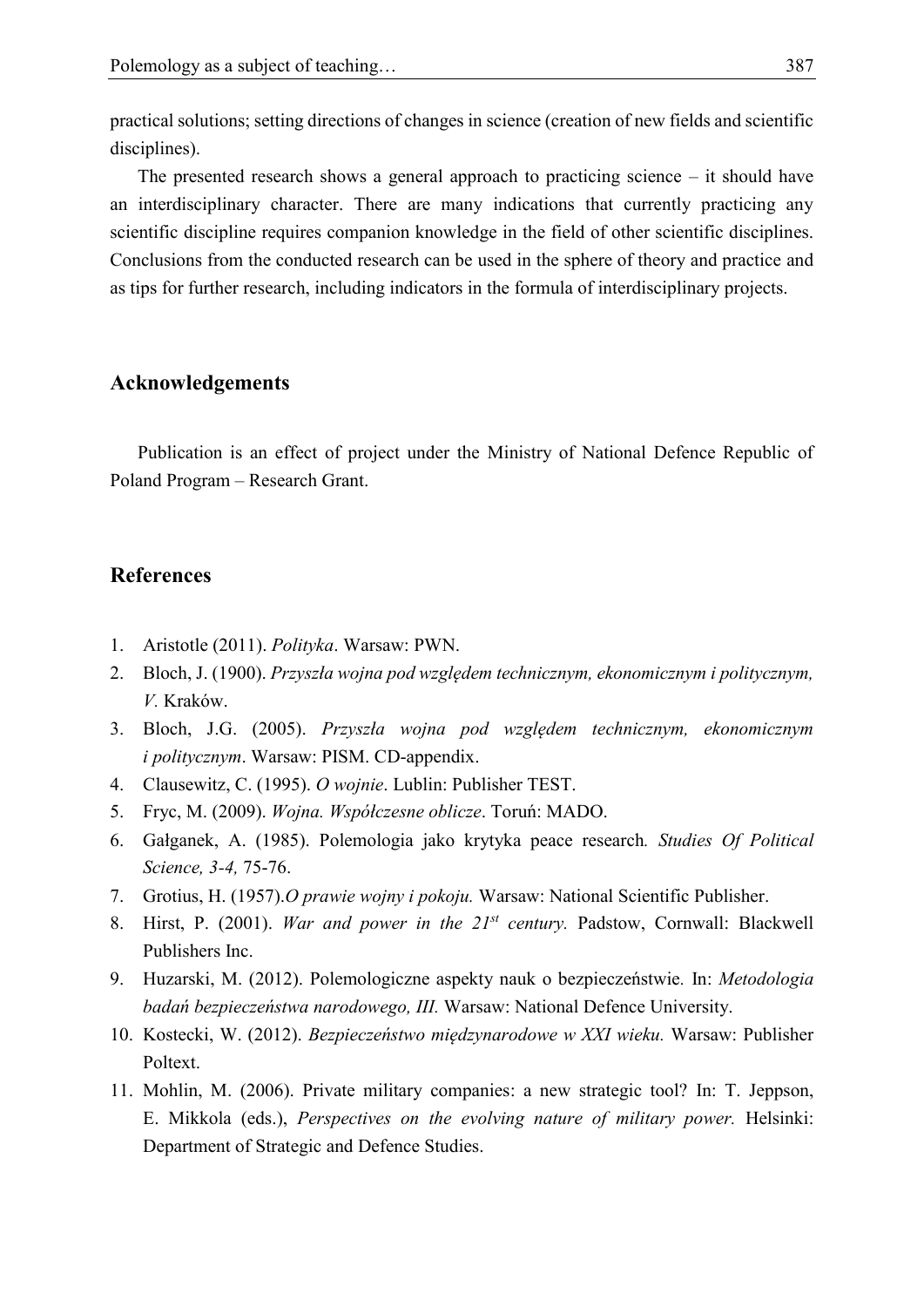practical solutions; setting directions of changes in science (creation of new fields and scientific disciplines).

The presented research shows a general approach to practicing science – it should have an interdisciplinary character. There are many indications that currently practicing any scientific discipline requires companion knowledge in the field of other scientific disciplines. Conclusions from the conducted research can be used in the sphere of theory and practice and as tips for further research, including indicators in the formula of interdisciplinary projects.

## Acknowledgements

Publication is an effect of project under the Ministry of National Defence Republic of Poland Program – Research Grant.

## References

1. Aristotle (2011). *Polityka*. Warsaw: PWN.
2. Bloch, J. (1900). *Przyszła wojna pod względem technicznym, ekonomicznym i politycznym, V.* Kraków.
3. Bloch, J.G. (2005). *Przyszła wojna pod względem technicznym, ekonomicznym i politycznym*. Warsaw: PISM. CD-appendix.
4. Clausewitz, C. (1995). *O wojnie*. Lublin: Publisher TEST.
5. Fryc, M. (2009). *Wojna. Współczesne oblicze*. Toruń: MADO.
6. Gałganek, A. (1985). Polemologia jako krytyka peace research*. Studies Of Political Science, 3-4,* 75-76.
7. Grotius, H. (1957).*O prawie wojny i pokoju.* Warsaw: National Scientific Publisher.
8. Hirst, P. (2001). *War and power in the 21st century.* Padstow, Cornwall: Blackwell Publishers Inc.
9. Huzarski, M. (2012). Polemologiczne aspekty nauk o bezpieczeństwie. In: *Metodologia badań bezpieczeństwa narodowego, III.* Warsaw: National Defence University.
10. Kostecki, W. (2012). *Bezpieczeństwo międzynarodowe w XXI wieku.* Warsaw: Publisher Poltext.
11. Mohlin, M. (2006). Private military companies: a new strategic tool? In: T. Jeppson, E. Mikkola (eds.), *Perspectives on the evolving nature of military power.* Helsinki: Department of Strategic and Defence Studies.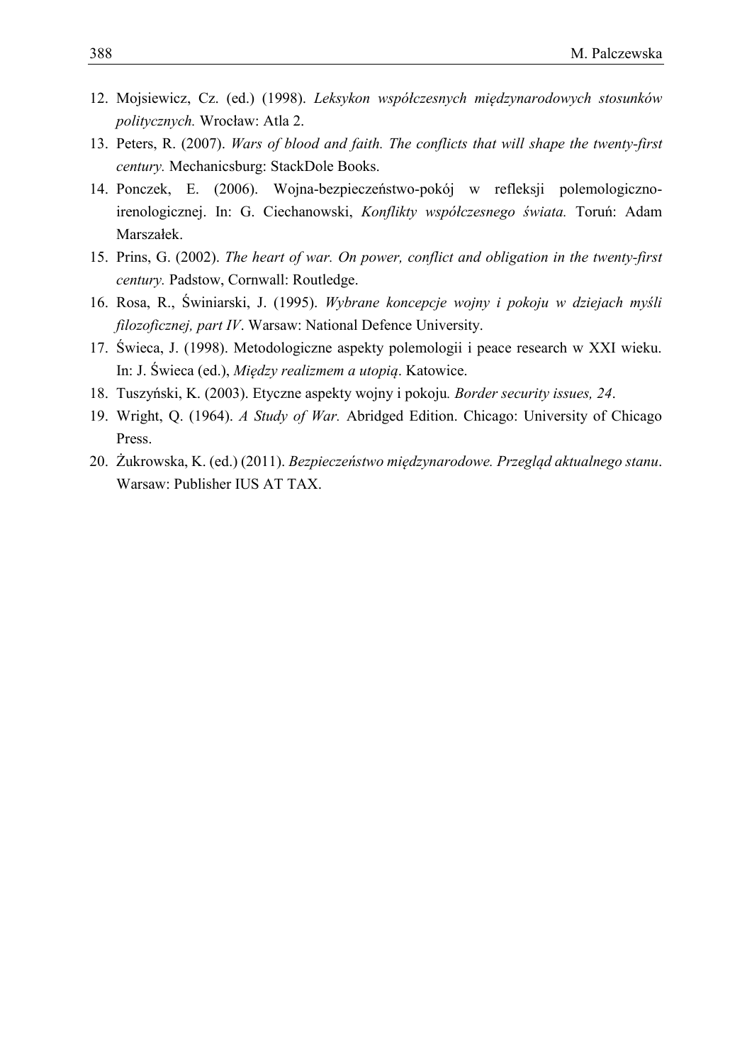12. Mojsiewicz, Cz. (ed.) (1998). *Leksykon współczesnych międzynarodowych stosunków politycznych.* Wrocław: Atla 2.
13. Peters, R. (2007). *Wars of blood and faith. The conflicts that will shape the twenty-first century.* Mechanicsburg: StackDole Books.
14. Ponczek, E. (2006). Wojna-bezpieczeństwo-pokój w refleksji polemologiczno-irenologicznej. In: G. Ciechanowski, *Konflikty współczesnego świata.* Toruń: Adam Marszałek.
15. Prins, G. (2002). *The heart of war. On power, conflict and obligation in the twenty-first century.* Padstow, Cornwall: Routledge.
16. Rosa, R., Świniarski, J. (1995). *Wybrane koncepcje wojny i pokoju w dziejach myśli filozoficznej, part IV*. Warsaw: National Defence University.
17. Świeca, J. (1998). Metodologiczne aspekty polemologii i peace research w XXI wieku. In: J. Świeca (ed.), *Między realizmem a utopią*. Katowice.
18. Tuszyński, K. (2003). Etyczne aspekty wojny i pokoju. *Border security issues, 24*.
19. Wright, Q. (1964). *A Study of War.* Abridged Edition. Chicago: University of Chicago Press.
20. Żukrowska, K. (ed.) (2011). *Bezpieczeństwo międzynarodowe. Przegląd aktualnego stanu*. Warsaw: Publisher IUS AT TAX.